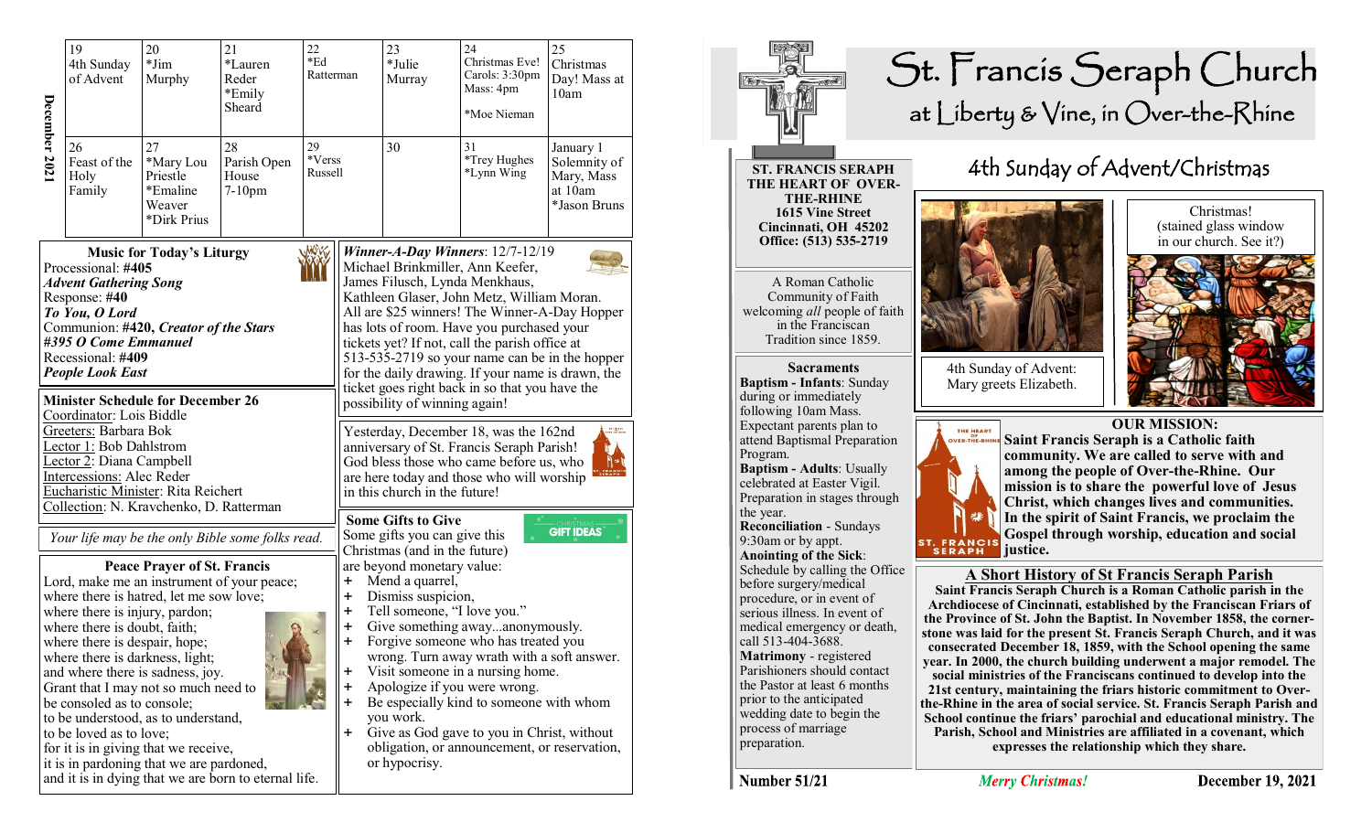**December 2021**

| | | | | | | |
|---|---|---|---|---|---|---|
| 19 4th Sunday of Advent | 20 *Jim Murphy | 21 *Lauren Reder *Emily Sheard | 22 *Ed Ratterman | 23 *Julie Murray | 24 Christmas Eve! Carols: 3:30pm Mass: 4pm *Moe Nieman | 25 Christmas Day! Mass at 10am |
| 26 Feast of the Holy Family | 27 *Mary Lou Priestle *Emaline Weaver *Dirk Prius | 28 Parish Open House 7-10pm | 29 *Verss Russell | 30 | 31 *Trey Hughes *Lynn Wing | January 1 Solemnity of Mary, Mass at 10am *Jason Bruns |

### Music for Today's Liturgy

Processional: **#405**
***Advent Gathering Song***
Response: **#40**
***To You, O Lord***
Communion: **#420, *Creator of the Stars***
***#395 O Come Emmanuel***
Recessional: **#409**
***People Look East***

### Minister Schedule for December 26

Coordinator: Lois Biddle
Greeters: Barbara Bok
Lector 1: Bob Dahlstrom
Lector 2: Diana Campbell
Intercessions: Alec Reder
Eucharistic Minister: Rita Reichert
Collection: N. Kravchenko, D. Ratterman

*Your life may be the only Bible some folks read.*

### Peace Prayer of St. Francis

Lord, make me an instrument of your peace;
where there is hatred, let me sow love;
where there is injury, pardon;
where there is doubt, faith;
where there is despair, hope;
where there is darkness, light;
and where there is sadness, joy.
Grant that I may not so much need to be consoled as to console;
to be understood, as to understand,
to be loved as to love;
for it is in giving that we receive,
it is in pardoning that we are pardoned,
and it is in dying that we are born to eternal life.

***Winner-A-Day Winners***: 12/7-12/19
Michael Brinkmiller, Ann Keefer, James Filusch, Lynda Menkhaus, Kathleen Glaser, John Metz, William Moran. All are $25 winners! The Winner-A-Day Hopper has lots of room. Have you purchased your tickets yet? If not, call the parish office at 513-535-2719 so your name can be in the hopper for the daily drawing. If your name is drawn, the ticket goes right back in so that you have the possibility of winning again!

Yesterday, December 18, was the 162nd anniversary of St. Francis Seraph Parish! God bless those who came before us, who are here today and those who will worship in this church in the future!

### Some Gifts to Give

Some gifts you can give this Christmas (and in the future) are beyond monetary value:

+ Mend a quarrel,
+ Dismiss suspicion,
+ Tell someone, "I love you."
+ Give something away...anonymously.
+ Forgive someone who has treated you wrong. Turn away wrath with a soft answer.
+ Visit someone in a nursing home.
+ Apologize if you were wrong.
+ Be especially kind to someone with whom you work.
+ Give as God gave to you in Christ, without obligation, or announcement, or reservation, or hypocrisy.

# St. Francis Seraph Church

## at Liberty & Vine, in Over-the-Rhine

**ST. FRANCIS SERAPH THE HEART OF OVER-THE-RHINE**
**1615 Vine Street**
**Cincinnati, OH 45202**
**Office: (513) 535-2719**

A Roman Catholic Community of Faith welcoming *all* people of faith in the Franciscan Tradition since 1859.

### Sacraments

**Baptism - Infants**: Sunday during or immediately following 10am Mass. Expectant parents plan to attend Baptismal Preparation Program.
**Baptism - Adults**: Usually celebrated at Easter Vigil. Preparation in stages through the year.
**Reconciliation** - Sundays 9:30am or by appt.
**Anointing of the Sick**: Schedule by calling the Office before surgery/medical procedure, or in event of serious illness. In event of medical emergency or death, call 513-404-3688.
**Matrimony** - registered Parishioners should contact the Pastor at least 6 months prior to the anticipated wedding date to begin the process of marriage preparation.

## 4th Sunday of Advent/Christmas

4th Sunday of Advent: Mary greets Elizabeth.

Christmas! (stained glass window in our church. See it?)

### OUR MISSION:

**Saint Francis Seraph is a Catholic faith community. We are called to serve with and among the people of Over-the-Rhine. Our mission is to share the powerful love of Jesus Christ, which changes lives and communities. In the spirit of Saint Francis, we proclaim the Gospel through worship, education and social justice.**

### A Short History of St Francis Seraph Parish

**Saint Francis Seraph Church is a Roman Catholic parish in the Archdiocese of Cincinnati, established by the Franciscan Friars of the Province of St. John the Baptist. In November 1858, the corner-stone was laid for the present St. Francis Seraph Church, and it was consecrated December 18, 1859, with the School opening the same year. In 2000, the church building underwent a major remodel. The social ministries of the Franciscans continued to develop into the 21st century, maintaining the friars historic commitment to Over-the-Rhine in the area of social service. St. Francis Seraph Parish and School continue the friars' parochial and educational ministry. The Parish, School and Ministries are affiliated in a covenant, which expresses the relationship which they share.**

**Number 51/21** — *Merry Christmas!* — **December 19, 2021**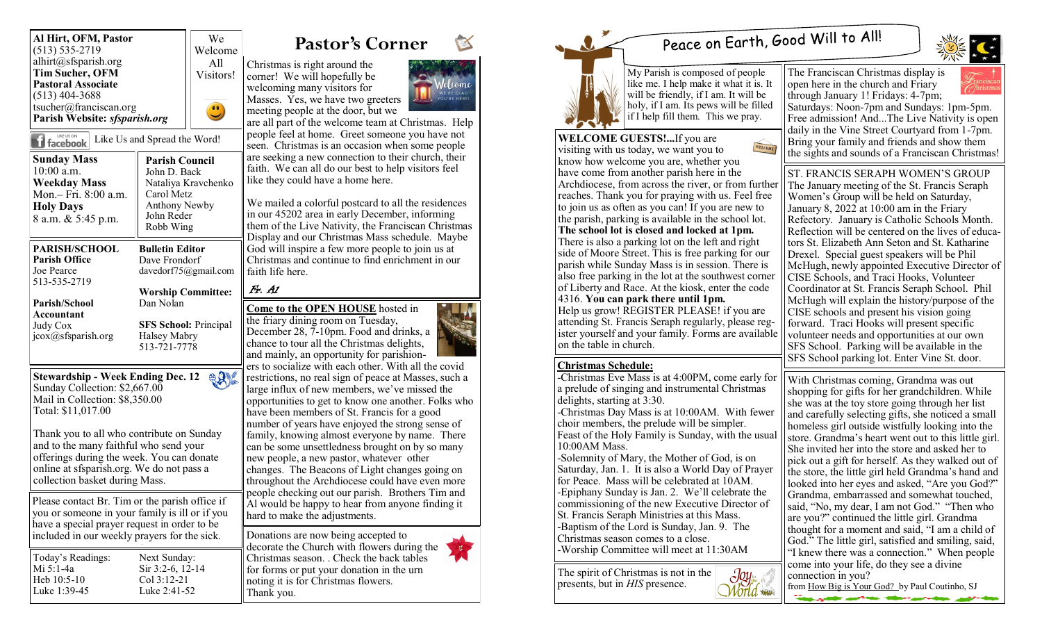**Al Hirt, OFM, Pastor**
(513) 535-2719
alhirt@sfsparish.org
**Tim Sucher, OFM**
**Pastoral Associate**
(513) 404-3688
tsucher@franciscan.org
**Parish Website: *sfsparish.org***

We Welcome All Visitors!

Like Us and Spread the Word!

**Sunday Mass**
10:00 a.m.
**Weekday Mass**
Mon.– Fri. 8:00 a.m.
**Holy Days**
8 a.m. & 5:45 p.m.

**Parish Council**
John D. Back
Nataliya Kravchenko
Carol Metz
Anthony Newby
John Reder
Robb Wing

**PARISH/SCHOOL**
**Parish Office**
Joe Pearce
513-535-2719

**Parish/School Accountant**
Judy Cox
jcox@sfsparish.org

**Bulletin Editor**
Dave Frondorf
davedorf75@gmail.com

**Worship Committee:**
Dan Nolan

**SFS School:** Principal
Halsey Mabry
513-721-7778

**Stewardship - Week Ending Dec. 12**
Sunday Collection: $2,667.00
Mail in Collection: $8,350.00
Total: $11,017.00

Thank you to all who contribute on Sunday and to the many faithful who send your offerings during the week. You can donate online at sfsparish.org. We do not pass a collection basket during Mass.

Please contact Br. Tim or the parish office if you or someone in your family is ill or if you have a special prayer request in order to be included in our weekly prayers for the sick.

| Today's Readings: | Next Sunday: |
|---|---|
| Mi 5:1-4a | Sir 3:2-6, 12-14 |
| Heb 10:5-10 | Col 3:12-21 |
| Luke 1:39-45 | Luke 2:41-52 |

# Pastor's Corner

Christmas is right around the corner! We will hopefully be welcoming many visitors for Masses. Yes, we have two greeters meeting people at the door, but we are all part of the welcome team at Christmas. Help people feel at home. Greet someone you have not seen. Christmas is an occasion when some people are seeking a new connection to their church, their faith. We can all do our best to help visitors feel like they could have a home here.

We mailed a colorful postcard to all the residences in our 45202 area in early December, informing them of the Live Nativity, the Franciscan Christmas Display and our Christmas Mass schedule. Maybe God will inspire a few more people to join us at Christmas and continue to find enrichment in our faith life here.

*Fr. Al*

**Come to the OPEN HOUSE** hosted in the friary dining room on Tuesday, December 28, 7-10pm. Food and drinks, a chance to tour all the Christmas delights, and mainly, an opportunity for parishioners to socialize with each other. With all the covid restrictions, no real sign of peace at Masses, such a large influx of new members, we've missed the opportunities to get to know one another. Folks who have been members of St. Francis for a good number of years have enjoyed the strong sense of family, knowing almost everyone by name. There can be some unsettledness brought on by so many new people, a new pastor, whatever other changes. The Beacons of Light changes going on throughout the Archdiocese could have even more people checking out our parish. Brothers Tim and Al would be happy to hear from anyone finding it hard to make the adjustments.

Donations are now being accepted to decorate the Church with flowers during the Christmas season. . Check the back tables for forms or put your donation in the urn noting it is for Christmas flowers. Thank you.

## Peace on Earth, Good Will to All!

My Parish is composed of people like me. I help make it what it is. It will be friendly, if I am. It will be holy, if I am. Its pews will be filled if I help fill them. This we pray.

**WELCOME GUESTS!...**If you are visiting with us today, we want you to know how welcome you are, whether you have come from another parish here in the Archdiocese, from across the river, or from further reaches. Thank you for praying with us. Feel free to join us as often as you can! If you are new to the parish, parking is available in the school lot. **The school lot is closed and locked at 1pm.** There is also a parking lot on the left and right side of Moore Street. This is free parking for our parish while Sunday Mass is in session. There is also free parking in the lot at the southwest corner of Liberty and Race. At the kiosk, enter the code 4316. **You can park there until 1pm.**
Help us grow! REGISTER PLEASE! if you are attending St. Francis Seraph regularly, please register yourself and your family. Forms are available on the table in church.

**Christmas Schedule:**
-Christmas Eve Mass is at 4:00PM, come early for a prelude of singing and instrumental Christmas delights, starting at 3:30.
-Christmas Day Mass is at 10:00AM. With fewer choir members, the prelude will be simpler.
Feast of the Holy Family is Sunday, with the usual 10:00AM Mass.
-Solemnity of Mary, the Mother of God, is on Saturday, Jan. 1. It is also a World Day of Prayer for Peace. Mass will be celebrated at 10AM.
-Epiphany Sunday is Jan. 2. We'll celebrate the commissioning of the new Executive Director of St. Francis Seraph Ministries at this Mass.
-Baptism of the Lord is Sunday, Jan. 9. The Christmas season comes to a close.
-Worship Committee will meet at 11:30AM

The spirit of Christmas is not in the presents, but in *HIS* presence.

The Franciscan Christmas display is open here in the church and Friary through January 1! Fridays: 4-7pm; Saturdays: Noon-7pm and Sundays: 1pm-5pm. Free admission! And...The Live Nativity is open daily in the Vine Street Courtyard from 1-7pm. Bring your family and friends and show them the sights and sounds of a Franciscan Christmas!

ST. FRANCIS SERAPH WOMEN'S GROUP
The January meeting of the St. Francis Seraph Women's Group will be held on Saturday, January 8, 2022 at 10:00 am in the Friary Refectory. January is Catholic Schools Month. Reflection will be centered on the lives of educators St. Elizabeth Ann Seton and St. Katharine Drexel. Special guest speakers will be Phil McHugh, newly appointed Executive Director of CISE Schools, and Traci Hooks, Volunteer Coordinator at St. Francis Seraph School. Phil McHugh will explain the history/purpose of the CISE schools and present his vision going forward. Traci Hooks will present specific volunteer needs and opportunities at our own SFS School. Parking will be available in the SFS School parking lot. Enter Vine St. door.

With Christmas coming, Grandma was out shopping for gifts for her grandchildren. While she was at the toy store going through her list and carefully selecting gifts, she noticed a small homeless girl outside wistfully looking into the store. Grandma's heart went out to this little girl. She invited her into the store and asked her to pick out a gift for herself. As they walked out of the store, the little girl held Grandma's hand and looked into her eyes and asked, "Are you God?" Grandma, embarrassed and somewhat touched, said, "No, my dear, I am not God." "Then who are you?" continued the little girl. Grandma thought for a moment and said, "I am a child of God." The little girl, satisfied and smiling, said, "I knew there was a connection." When people come into your life, do they see a divine connection in you?
from How Big is Your God? by Paul Coutinho, SJ